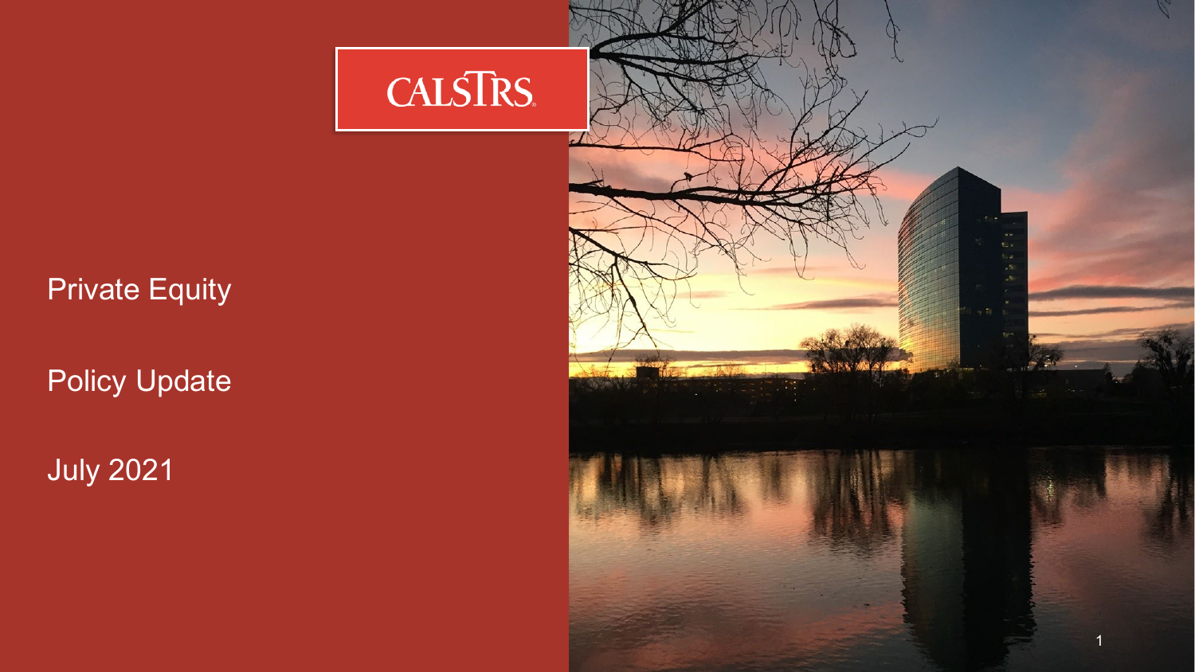CALSTRS

# Private Equity

Policy Update

July 2021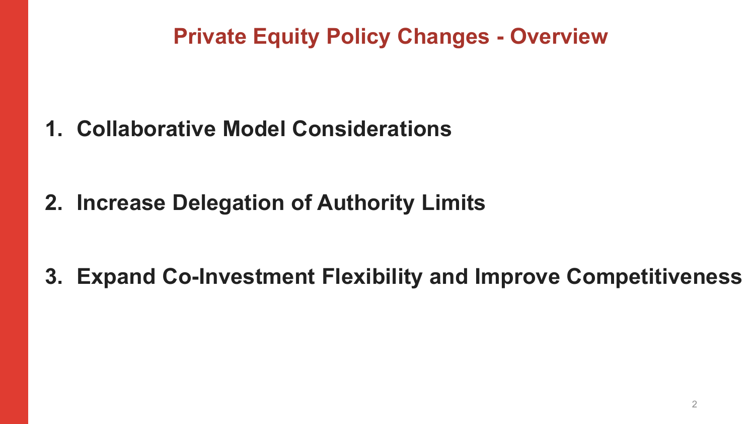# Private Equity Policy Changes - Overview

1. **Collaborative Model Considerations**

2. **Increase Delegation of Authority Limits**

3. **Expand Co-Investment Flexibility and Improve Competitiveness**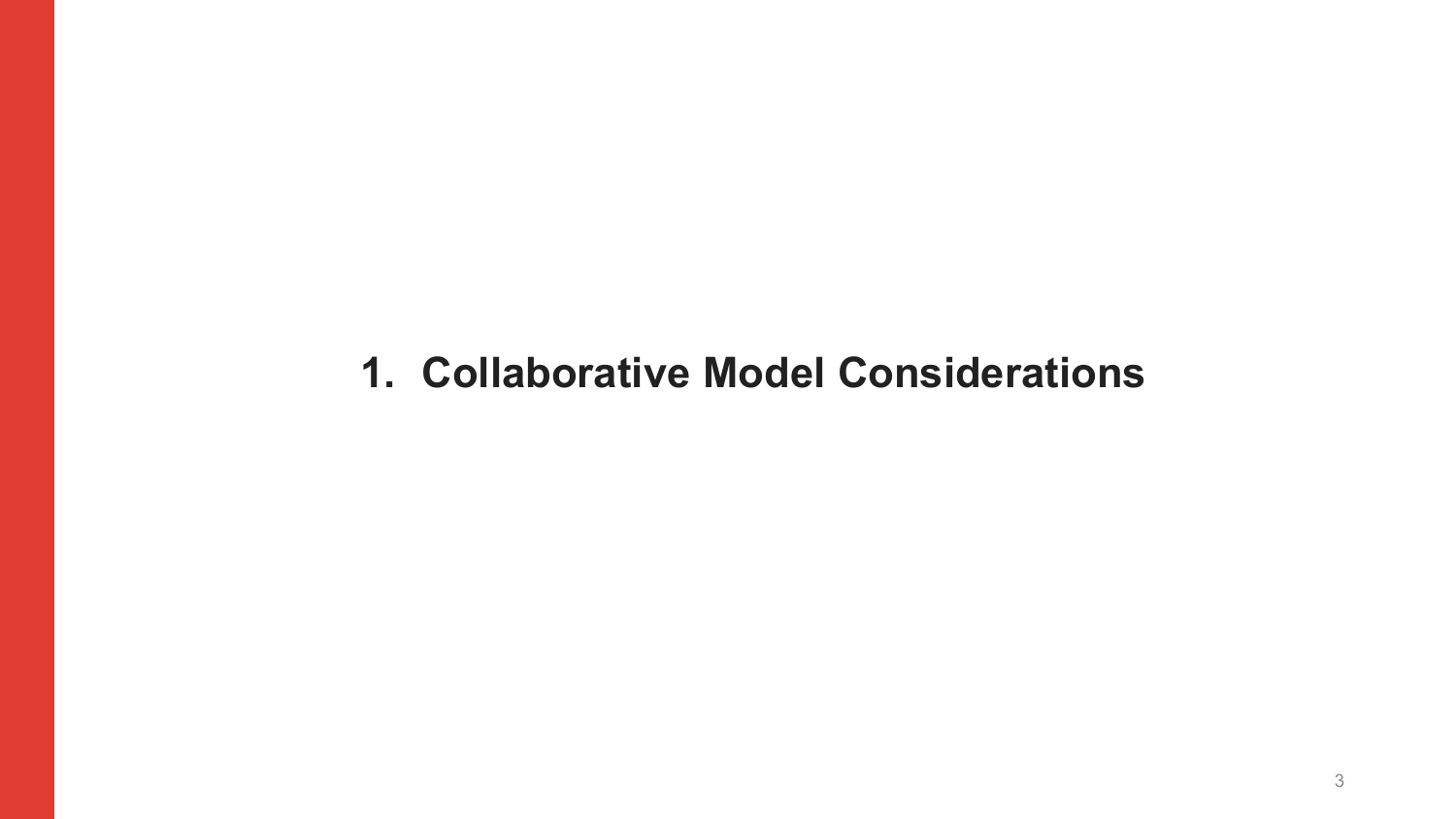# 1. Collaborative Model Considerations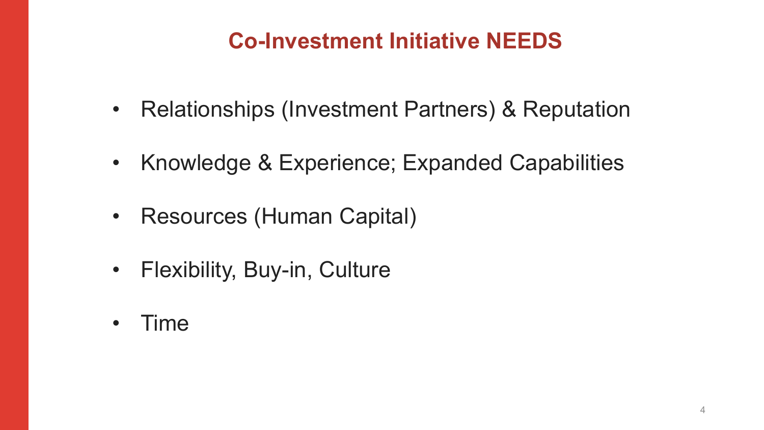# Co-Investment Initiative NEEDS

- Relationships (Investment Partners) & Reputation
- Knowledge & Experience; Expanded Capabilities
- Resources (Human Capital)
- Flexibility, Buy-in, Culture
- Time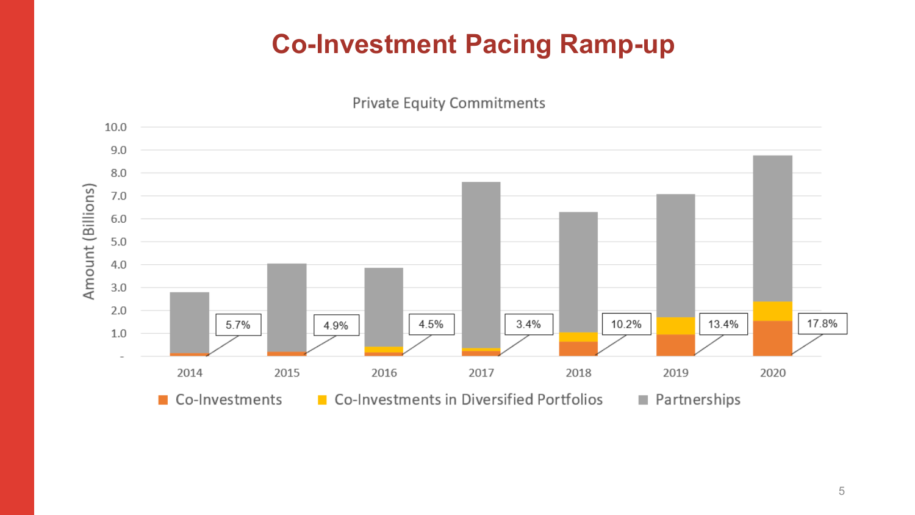# Co-Investment Pacing Ramp-up

Private Equity Commitments

Amount (Billions)

10.0
9.0
8.0
7.0
6.0
5.0
4.0
3.0
2.0
1.0
-

| Year | 2014 | 2015 | 2016 | 2017 | 2018 | 2019 | 2020 |
|---|---|---|---|---|---|---|---|
| Co-Investment % | 5.7% | 4.9% | 4.5% | 3.4% | 10.2% | 13.4% | 17.8% |

■ Co-Investments ■ Co-Investments in Diversified Portfolios ■ Partnerships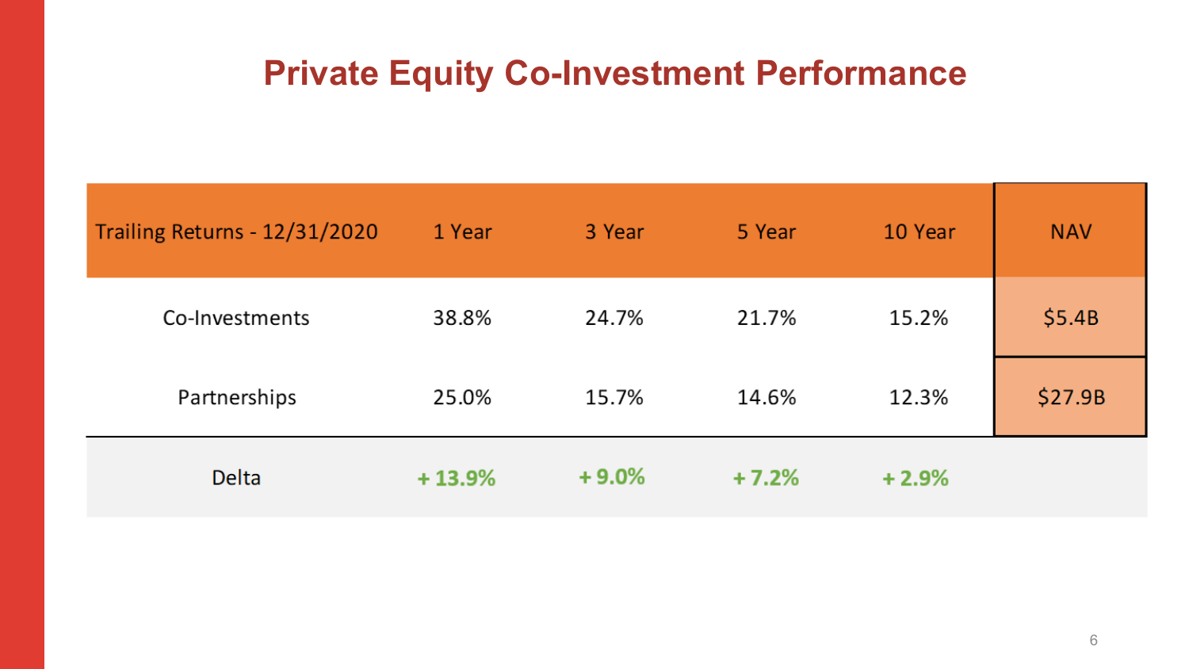# Private Equity Co-Investment Performance

| Trailing Returns - 12/31/2020 | 1 Year | 3 Year | 5 Year | 10 Year | NAV |
|---|---|---|---|---|---|
| Co-Investments | 38.8% | 24.7% | 21.7% | 15.2% | $5.4B |
| Partnerships | 25.0% | 15.7% | 14.6% | 12.3% | $27.9B |
| Delta | + 13.9% | + 9.0% | + 7.2% | + 2.9% | |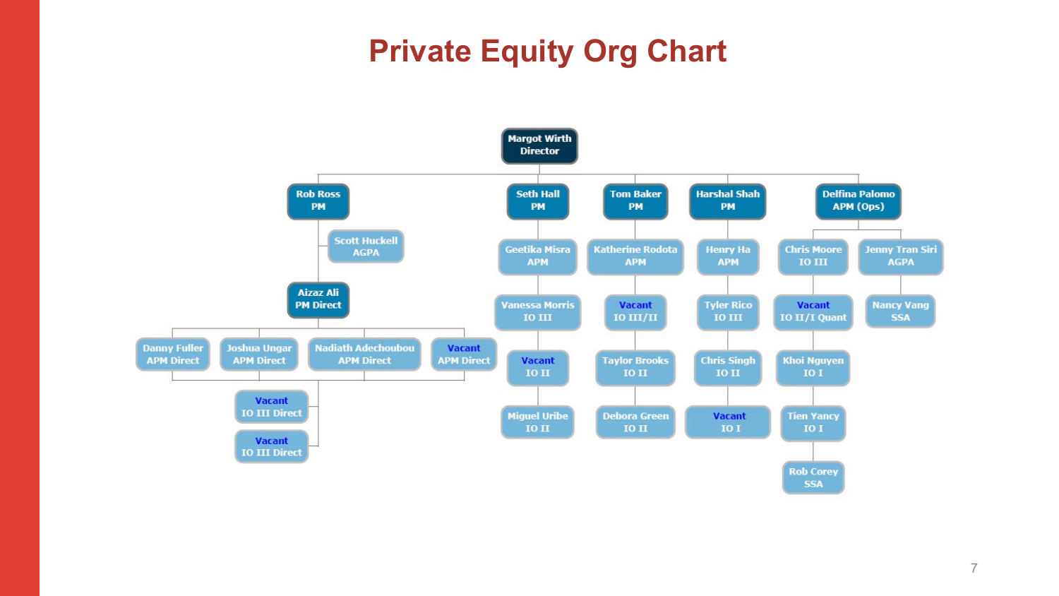# Private Equity Org Chart

- **Margot Wirth** – Director
  - **Rob Ross** – PM
    - Scott Huckell – AGPA
    - **Aizaz Ali** – PM Direct
      - Danny Fuller – APM Direct
      - Joshua Ungar – APM Direct
      - Nadiath Adechoubou – APM Direct
      - Vacant – APM Direct
      - Vacant – IO III Direct
      - Vacant – IO III Direct
  - **Seth Hall** – PM
    - Geetika Misra – APM
    - Vanessa Morris – IO III
    - Vacant – IO II
    - Miguel Uribe – IO II
  - **Tom Baker** – PM
    - Katherine Rodota – APM
    - Vacant – IO III/II
    - Taylor Brooks – IO II
    - Debora Green – IO II
  - **Harshal Shah** – PM
    - Henry Ha – APM
    - Tyler Rico – IO III
    - Chris Singh – IO II
    - Vacant – IO I
  - **Delfina Palomo** – APM (Ops)
    - Chris Moore – IO III
      - Vacant – IO II/I Quant
      - Khoi Nguyen – IO I
      - Tien Yancy – IO I
      - Rob Corey – SSA
    - Jenny Tran Siri – AGPA
      - Nancy Vang – SSA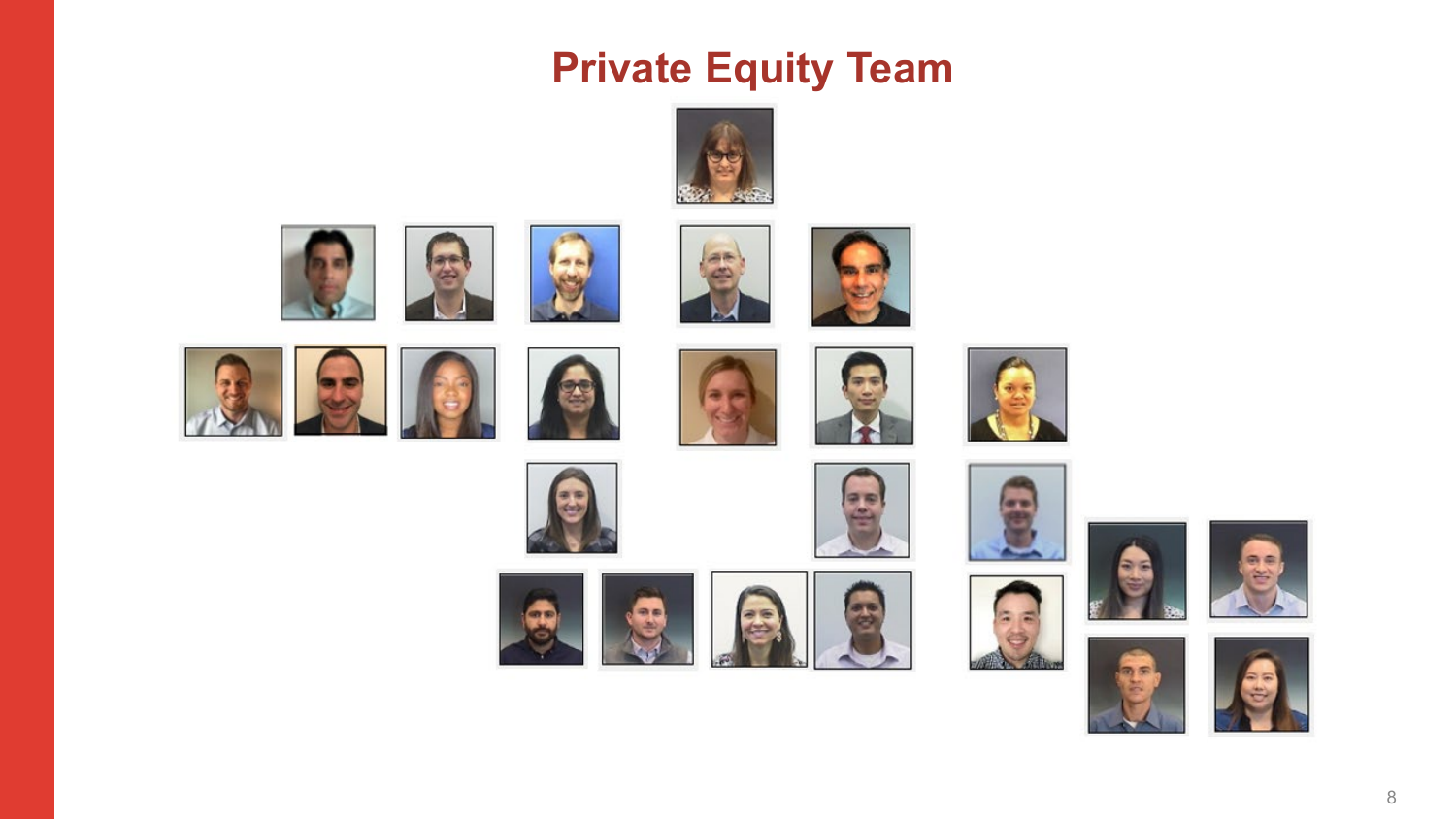# Private Equity Team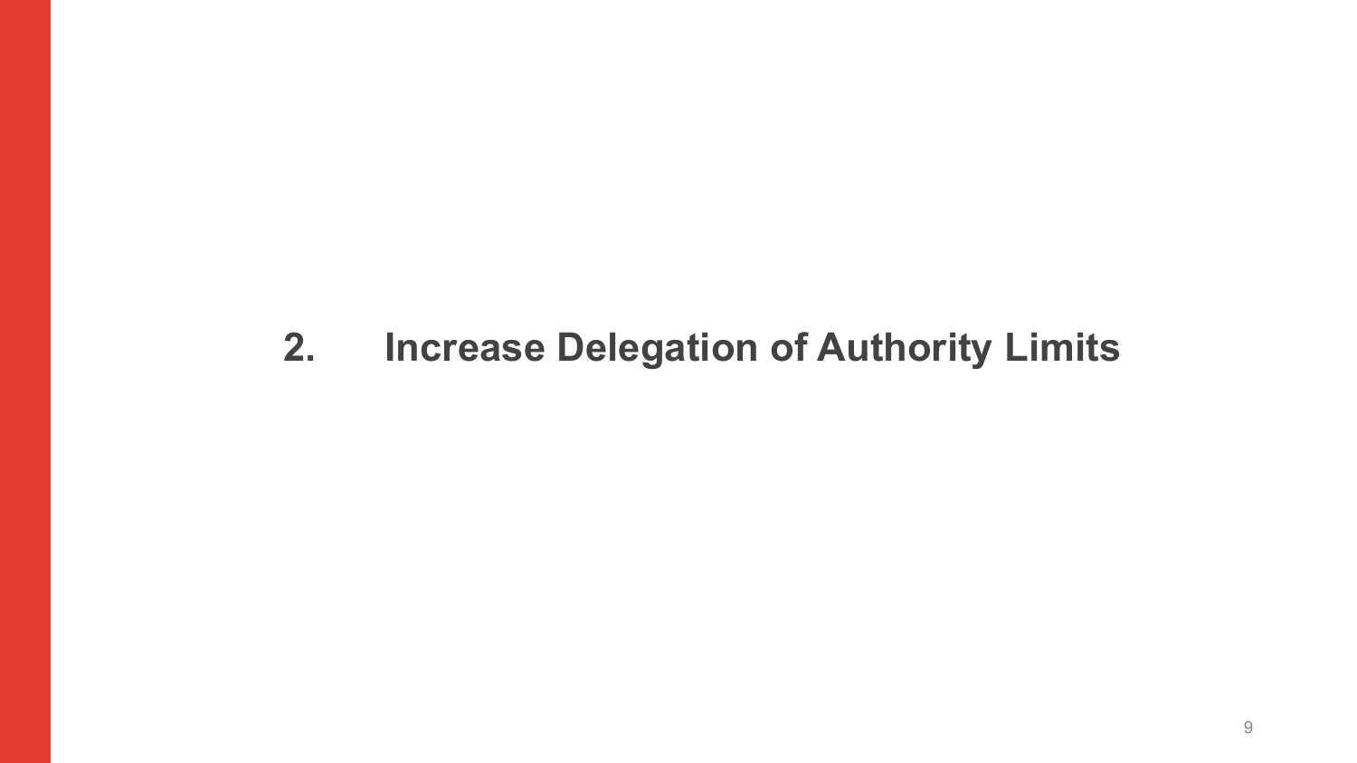## 2. Increase Delegation of Authority Limits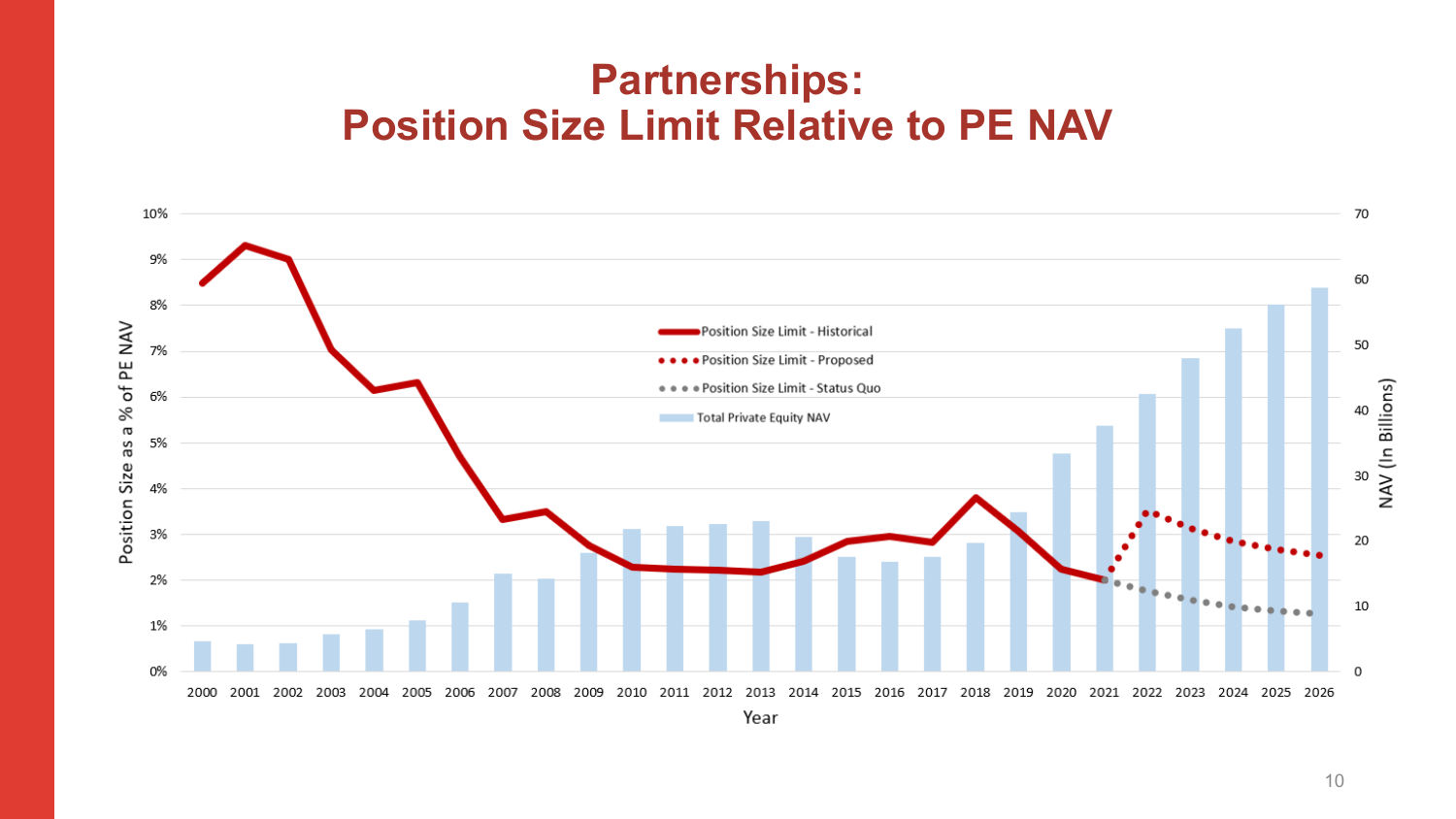# Partnerships:
# Position Size Limit Relative to PE NAV

Position Size as a % of PE NAV

10%, 9%, 8%, 7%, 6%, 5%, 4%, 3%, 2%, 1%, 0%

NAV (In Billions)

70, 60, 50, 40, 30, 20, 10, 0

- Position Size Limit - Historical
- Position Size Limit - Proposed
- Position Size Limit - Status Quo
- Total Private Equity NAV

Year

2000 2001 2002 2003 2004 2005 2006 2007 2008 2009 2010 2011 2012 2013 2014 2015 2016 2017 2018 2019 2020 2021 2022 2023 2024 2025 2026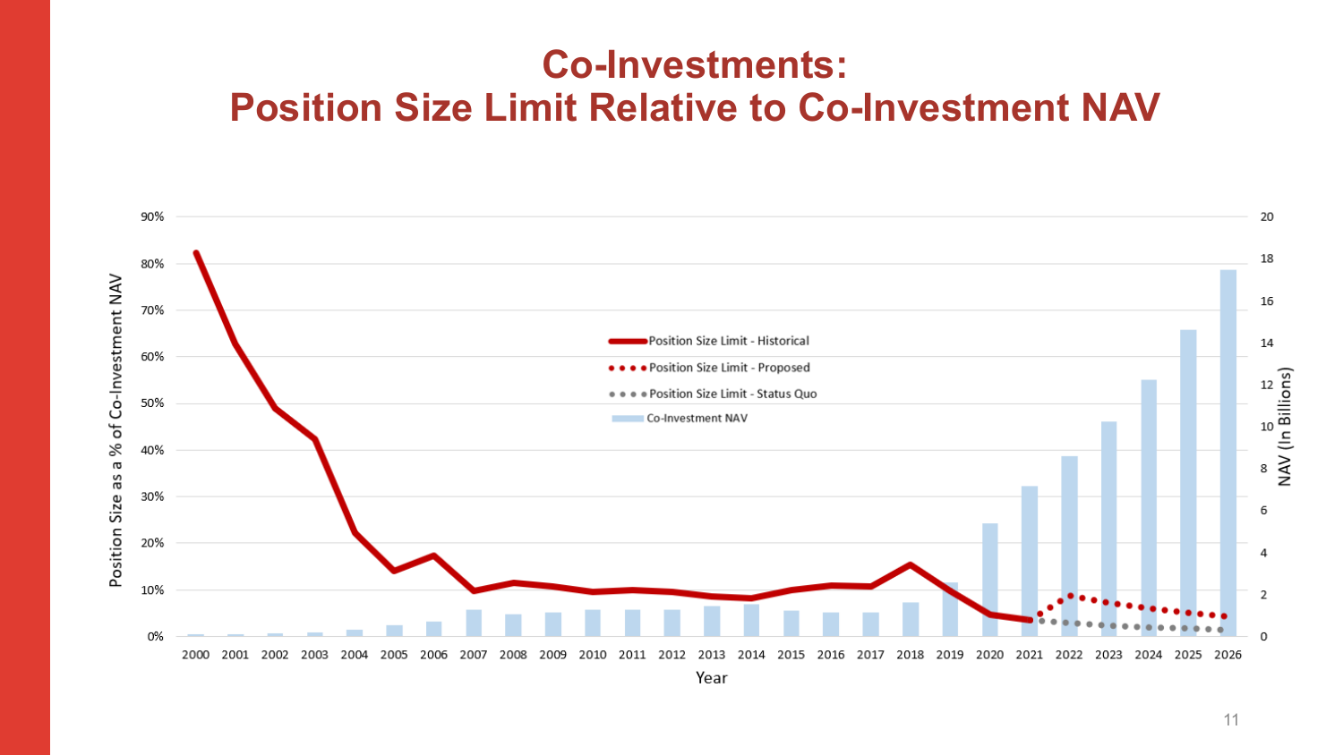# Co-Investments:
# Position Size Limit Relative to Co-Investment NAV

Position Size as a % of Co-Investment NAV

NAV (In Billions)

- Position Size Limit - Historical
- Position Size Limit - Proposed
- Position Size Limit - Status Quo
- Co-Investment NAV

Year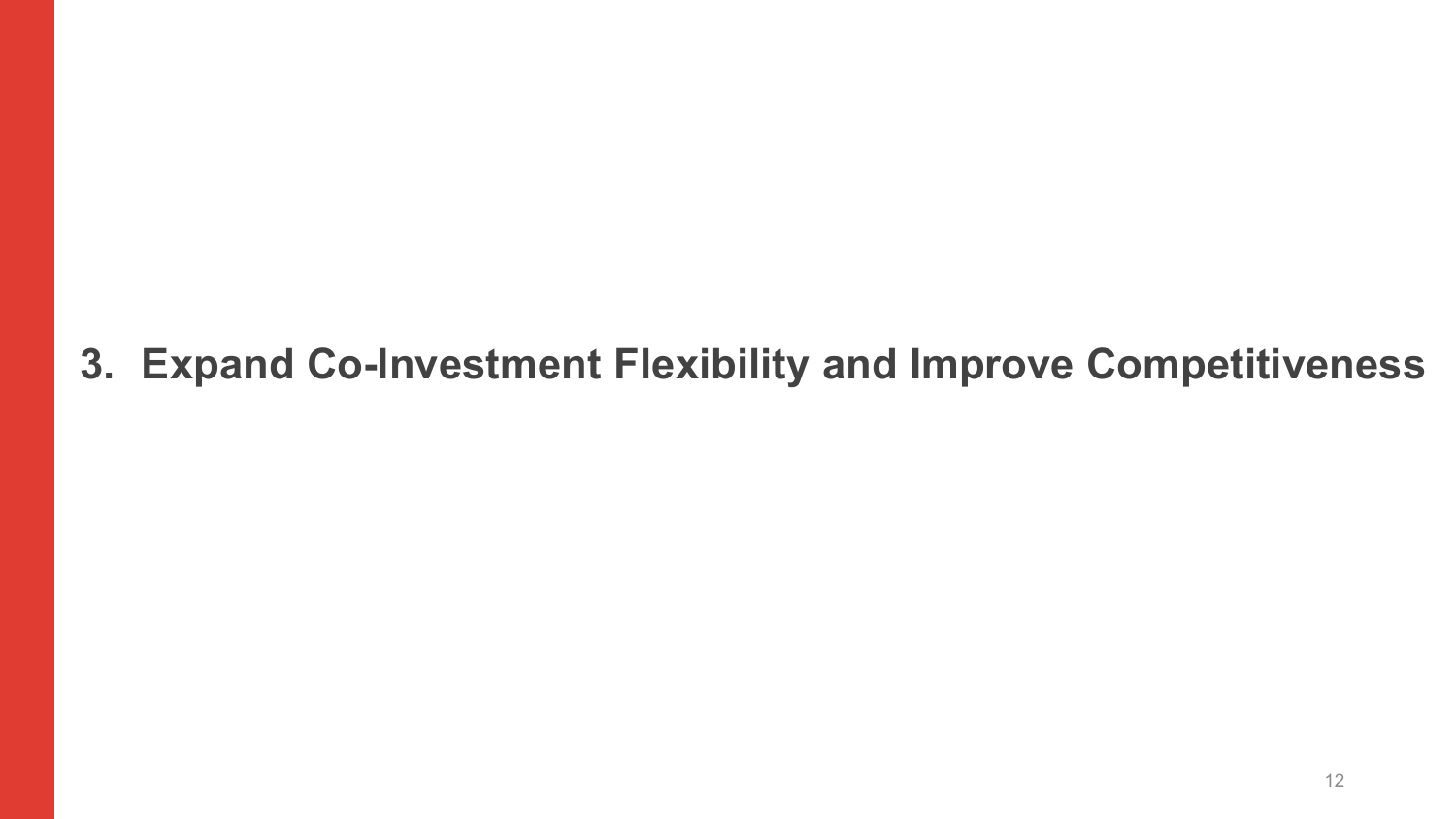# 3. Expand Co-Investment Flexibility and Improve Competitiveness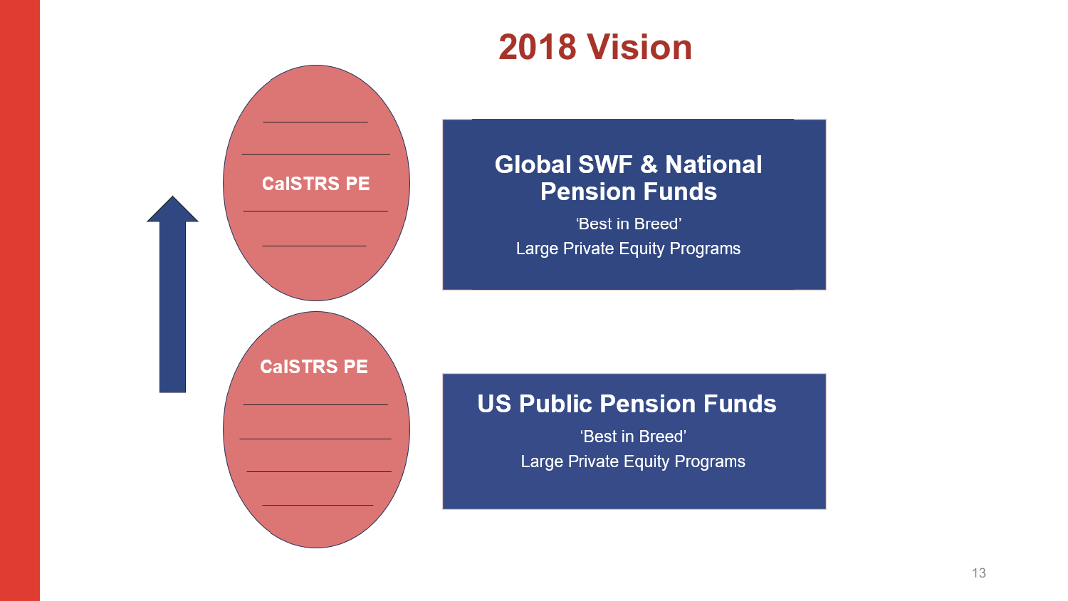# 2018 Vision

CalSTRS PE

**Global SWF & National Pension Funds**

'Best in Breed'

Large Private Equity Programs

CalSTRS PE

**US Public Pension Funds**

'Best in Breed'

Large Private Equity Programs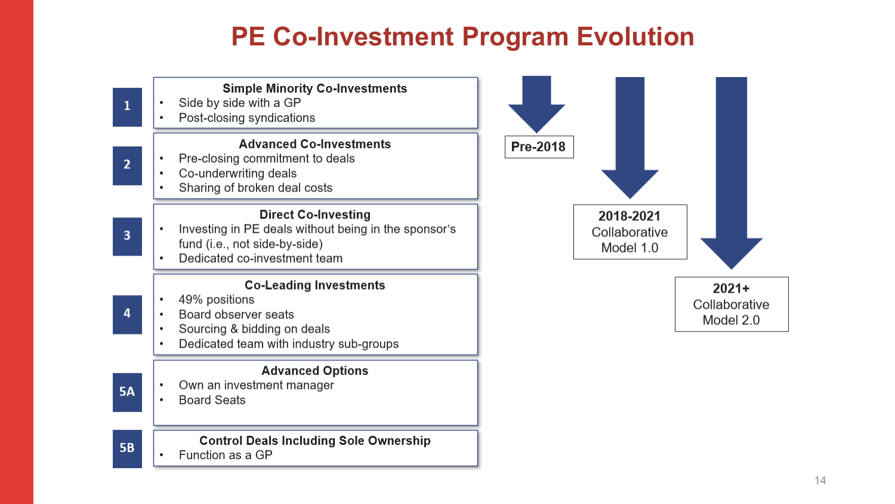# PE Co-Investment Program Evolution

**1 — Simple Minority Co-Investments**

- Side by side with a GP
- Post-closing syndications

**2 — Advanced Co-Investments**

- Pre-closing commitment to deals
- Co-underwriting deals
- Sharing of broken deal costs

**3 — Direct Co-Investing**

- Investing in PE deals without being in the sponsor's fund (i.e., not side-by-side)
- Dedicated co-investment team

**4 — Co-Leading Investments**

- 49% positions
- Board observer seats
- Sourcing & bidding on deals
- Dedicated team with industry sub-groups

**5A — Advanced Options**

- Own an investment manager
- Board Seats

**5B — Control Deals Including Sole Ownership**

- Function as a GP

**Pre-2018**

**2018-2021**
Collaborative Model 1.0

**2021+**
Collaborative Model 2.0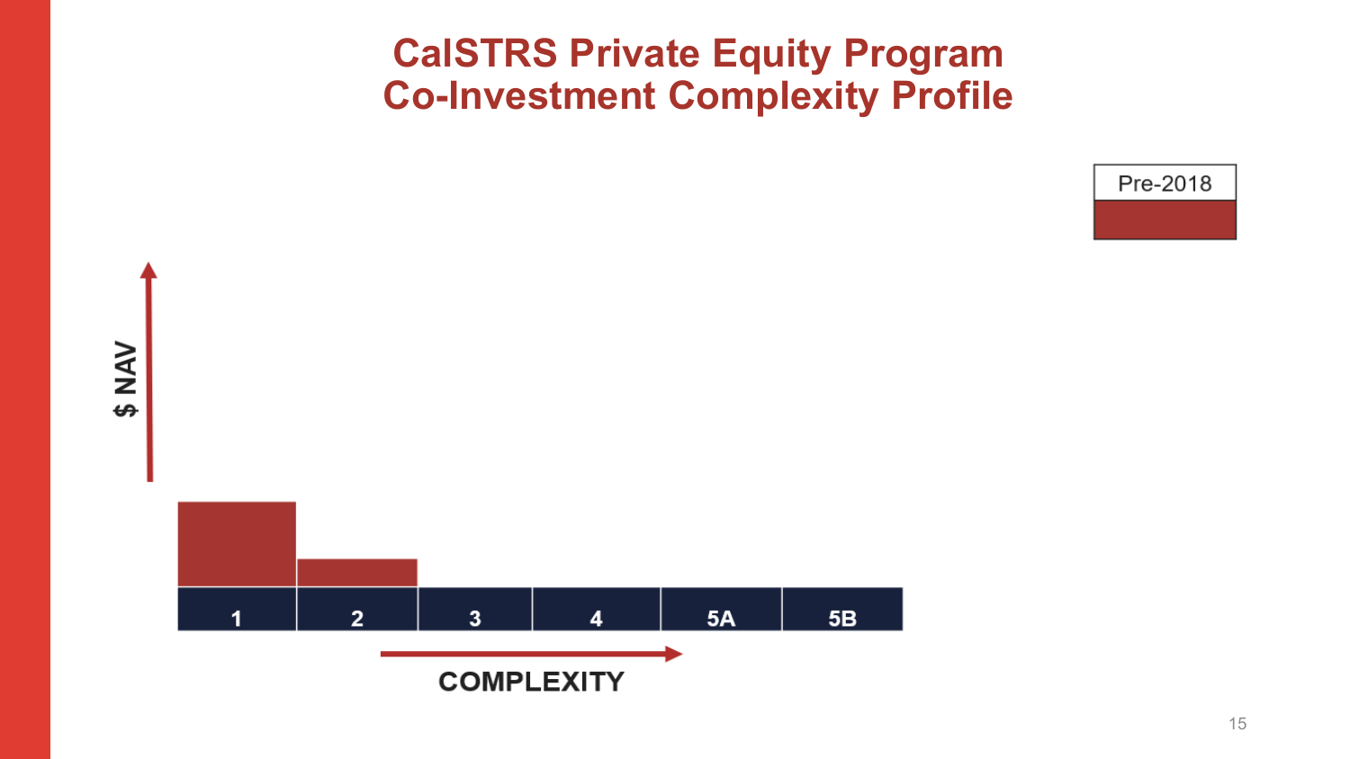# CalSTRS Private Equity Program
# Co-Investment Complexity Profile

Pre-2018

$ NAV

1 | 2 | 3 | 4 | 5A | 5B

COMPLEXITY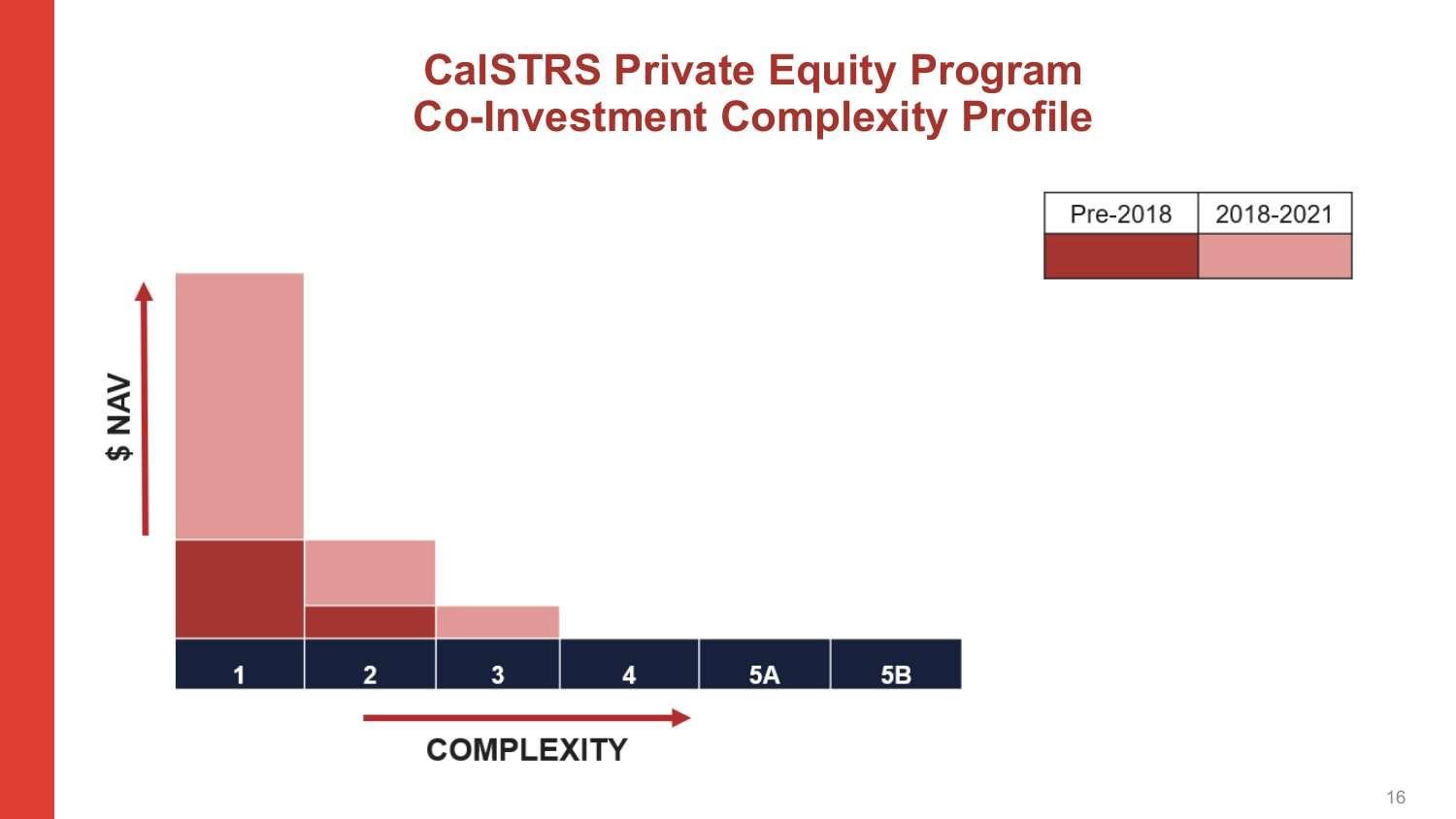# CalSTRS Private Equity Program Co-Investment Complexity Profile

| Pre-2018 | 2018-2021 |
| --- | --- |
| | |

$ NAV

| 1 | 2 | 3 | 4 | 5A | 5B |
| --- | --- | --- | --- | --- | --- |

COMPLEXITY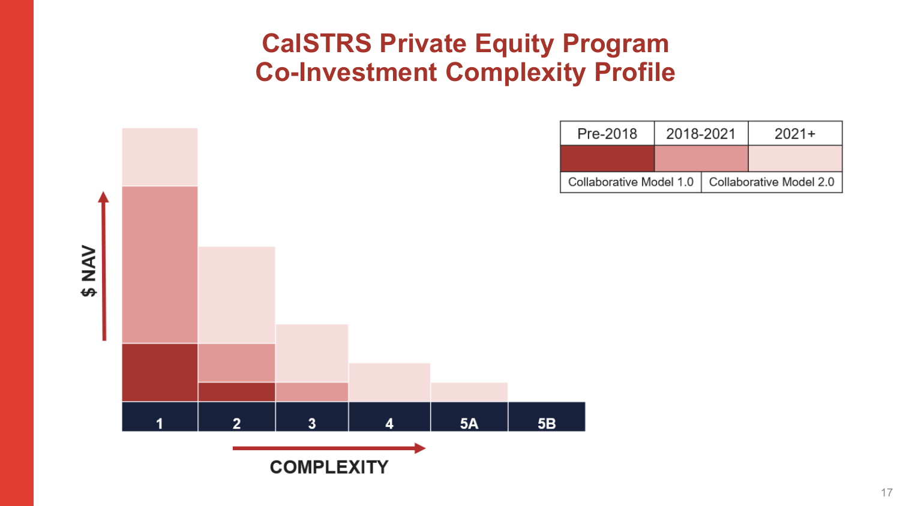# CalSTRS Private Equity Program
# Co-Investment Complexity Profile

| Pre-2018 | 2018-2021 | 2021+ |
|---|---|---|
| Collaborative Model 1.0 | | Collaborative Model 2.0 |

$ NAV

1 | 2 | 3 | 4 | 5A | 5B

COMPLEXITY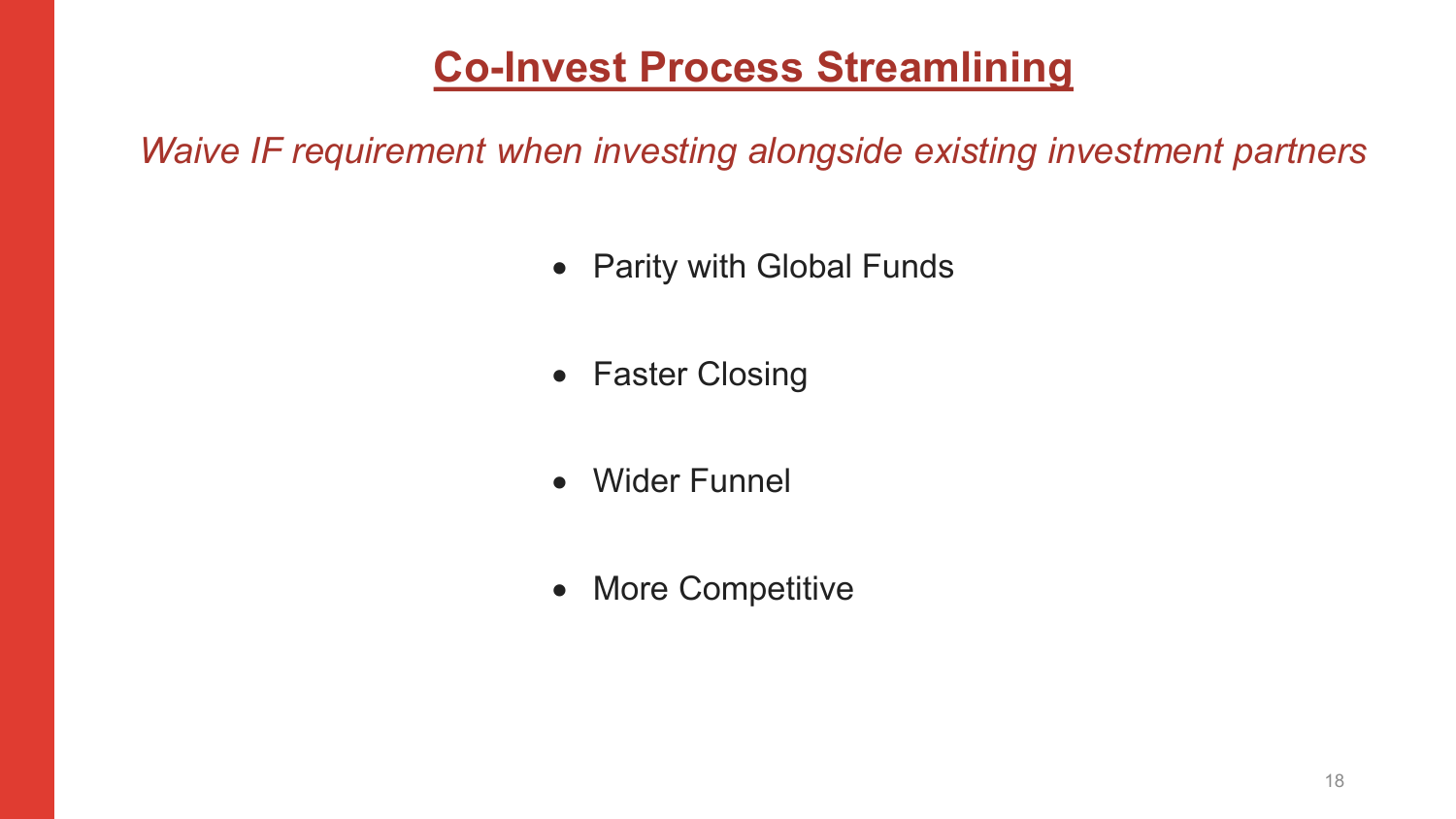# Co-Invest Process Streamlining

*Waive IF requirement when investing alongside existing investment partners*

- Parity with Global Funds
- Faster Closing
- Wider Funnel
- More Competitive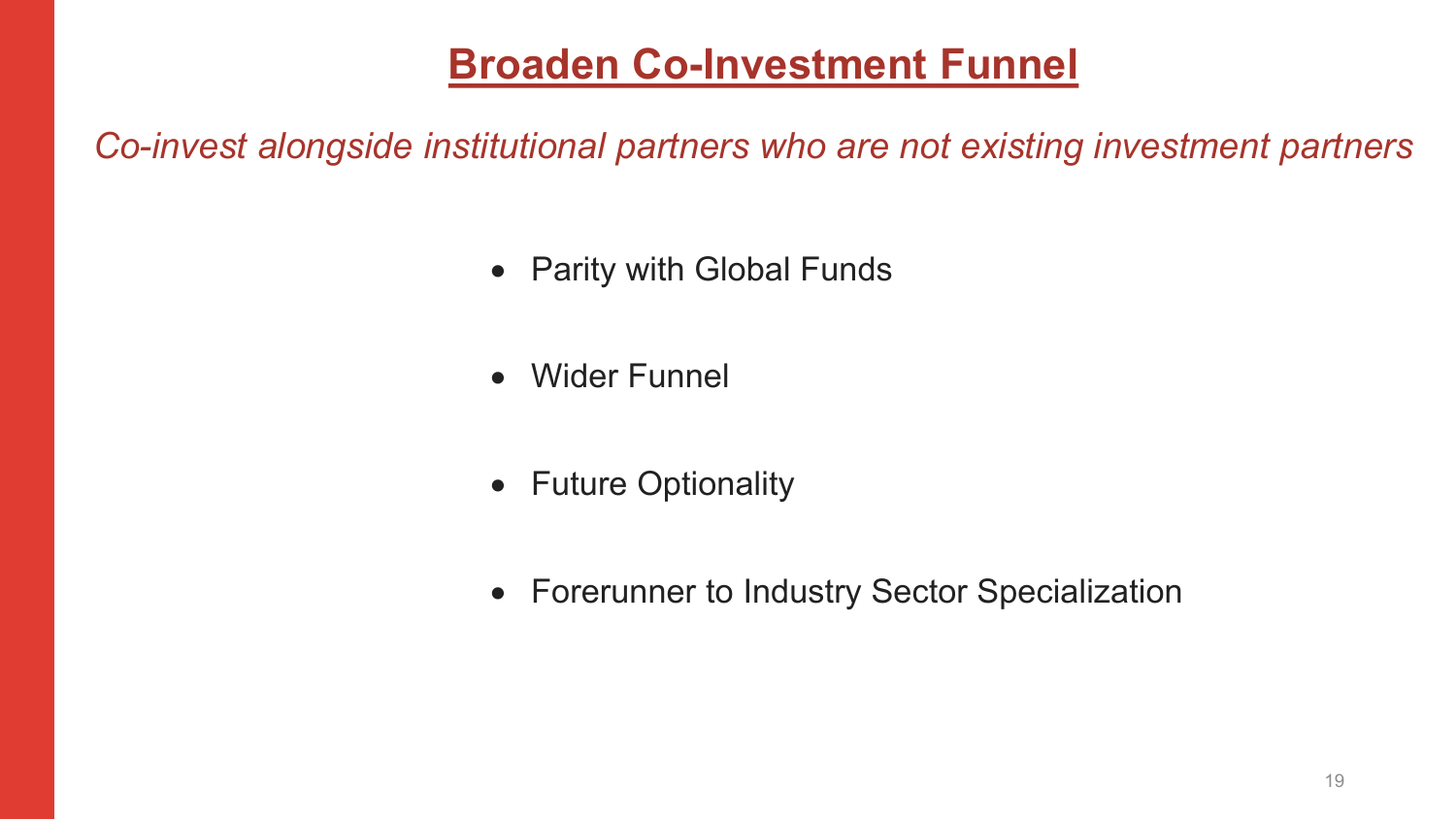# Broaden Co-Investment Funnel

*Co-invest alongside institutional partners who are not existing investment partners*

- Parity with Global Funds
- Wider Funnel
- Future Optionality
- Forerunner to Industry Sector Specialization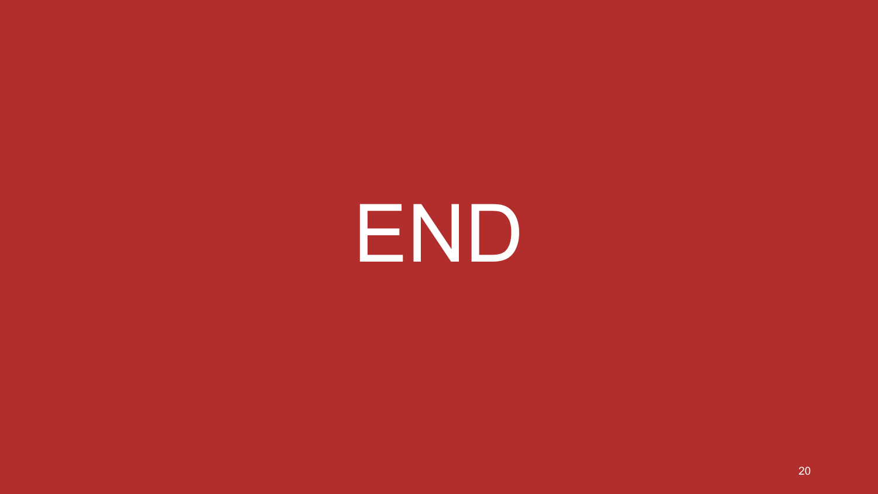# END